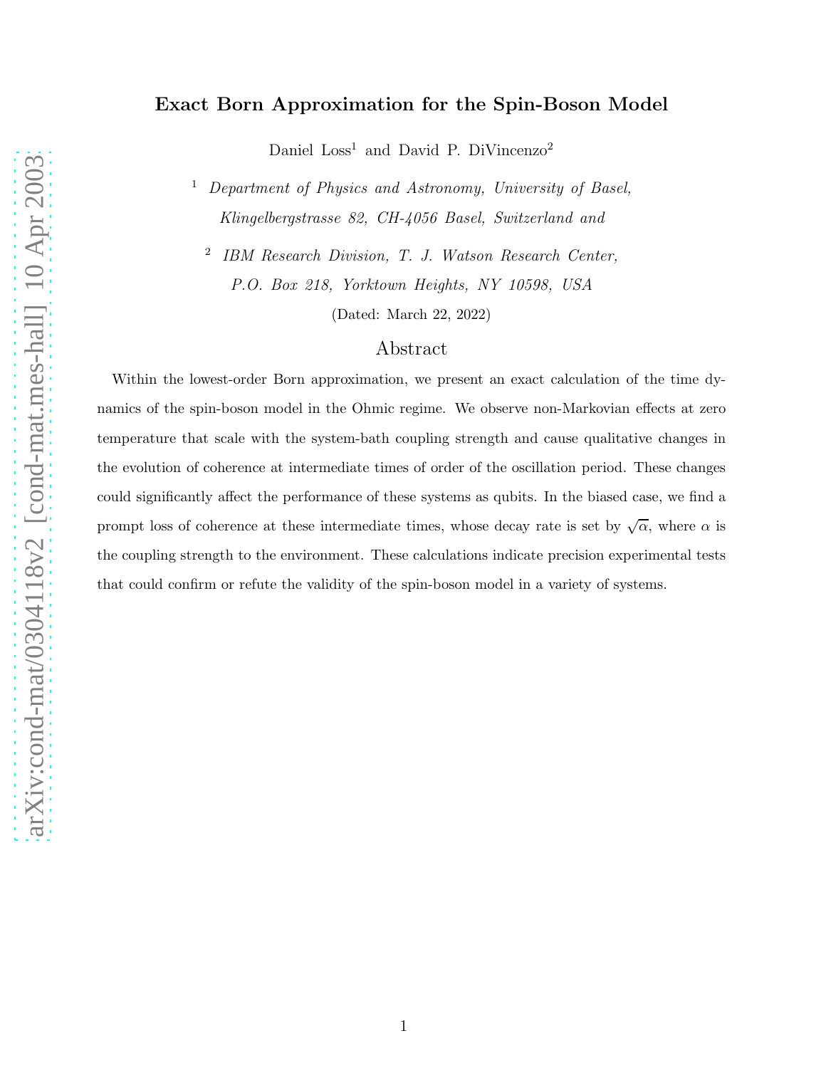# Exact Born Approximation for the Spin-Boson Model

Daniel Loss[1] and David P. DiVincenzo[2]

[1] *Department of Physics and Astronomy, University of Basel, Klingelbergstrasse 82, CH-4056 Basel, Switzerland and*

[2] *IBM Research Division, T. J. Watson Research Center, P.O. Box 218, Yorktown Heights, NY 10598, USA*

(Dated: March 22, 2022)

## Abstract

Within the lowest-order Born approximation, we present an exact calculation of the time dynamics of the spin-boson model in the Ohmic regime. We observe non-Markovian effects at zero temperature that scale with the system-bath coupling strength and cause qualitative changes in the evolution of coherence at intermediate times of order of the oscillation period. These changes could significantly affect the performance of these systems as qubits. In the biased case, we find a prompt loss of coherence at these intermediate times, whose decay rate is set by $\sqrt{\alpha}$, where $\alpha$ is the coupling strength to the environment. These calculations indicate precision experimental tests that could confirm or refute the validity of the spin-boson model in a variety of systems.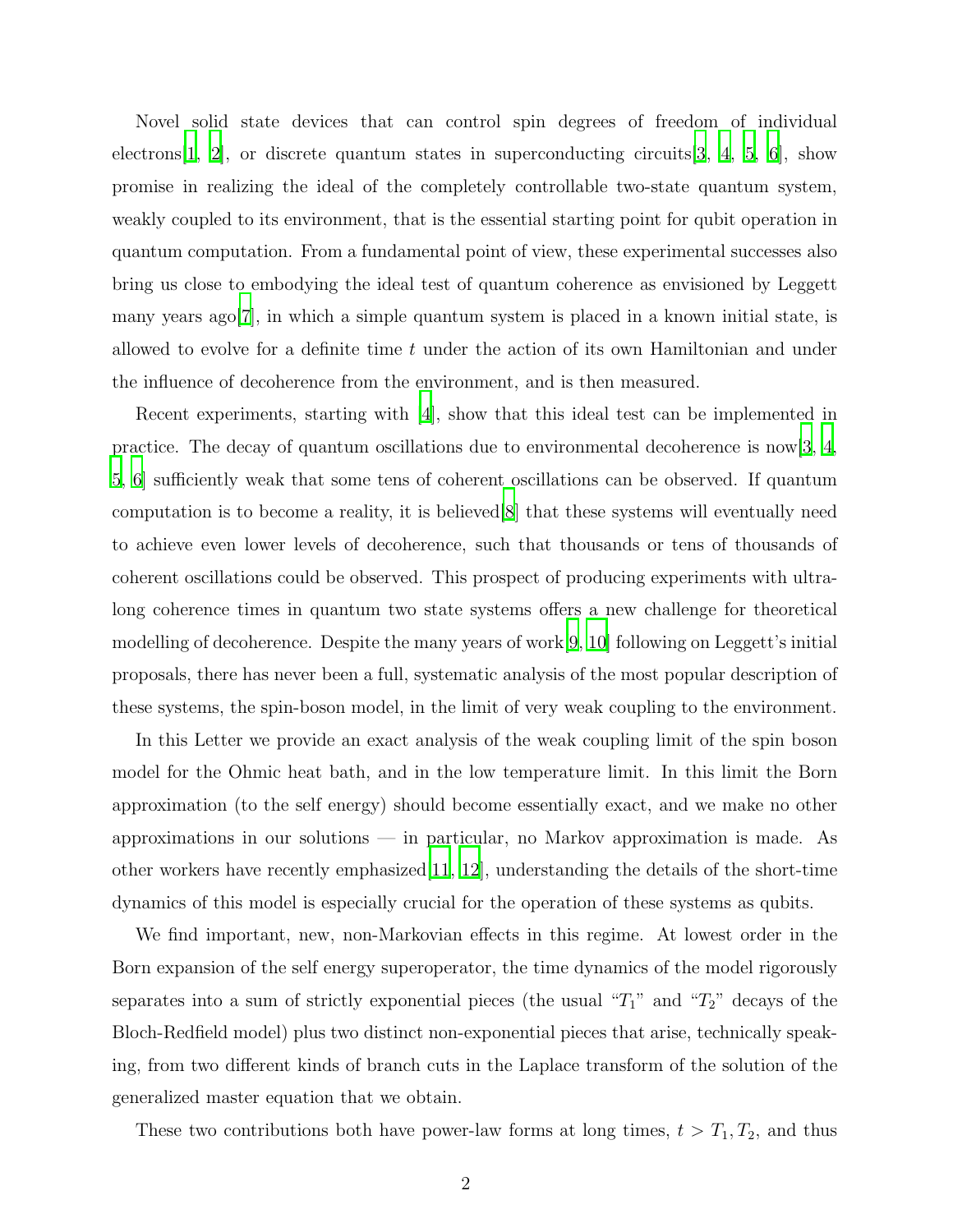Novel solid state devices that can control spin degrees of freedom of individual electrons[1, 2], or discrete quantum states in superconducting circuits[3, 4, 5, 6], show promise in realizing the ideal of the completely controllable two-state quantum system, weakly coupled to its environment, that is the essential starting point for qubit operation in quantum computation. From a fundamental point of view, these experimental successes also bring us close to embodying the ideal test of quantum coherence as envisioned by Leggett many years ago[7], in which a simple quantum system is placed in a known initial state, is allowed to evolve for a definite time $t$ under the action of its own Hamiltonian and under the influence of decoherence from the environment, and is then measured.

Recent experiments, starting with [4], show that this ideal test can be implemented in practice. The decay of quantum oscillations due to environmental decoherence is now[3, 4, 5, 6] sufficiently weak that some tens of coherent oscillations can be observed. If quantum computation is to become a reality, it is believed[8] that these systems will eventually need to achieve even lower levels of decoherence, such that thousands or tens of thousands of coherent oscillations could be observed. This prospect of producing experiments with ultra-long coherence times in quantum two state systems offers a new challenge for theoretical modelling of decoherence. Despite the many years of work[9, 10] following on Leggett's initial proposals, there has never been a full, systematic analysis of the most popular description of these systems, the spin-boson model, in the limit of very weak coupling to the environment.

In this Letter we provide an exact analysis of the weak coupling limit of the spin boson model for the Ohmic heat bath, and in the low temperature limit. In this limit the Born approximation (to the self energy) should become essentially exact, and we make no other approximations in our solutions — in particular, no Markov approximation is made. As other workers have recently emphasized[11, 12], understanding the details of the short-time dynamics of this model is especially crucial for the operation of these systems as qubits.

We find important, new, non-Markovian effects in this regime. At lowest order in the Born expansion of the self energy superoperator, the time dynamics of the model rigorously separates into a sum of strictly exponential pieces (the usual "$T_1$" and "$T_2$" decays of the Bloch-Redfield model) plus two distinct non-exponential pieces that arise, technically speaking, from two different kinds of branch cuts in the Laplace transform of the solution of the generalized master equation that we obtain.

These two contributions both have power-law forms at long times, $t > T_1, T_2$, and thus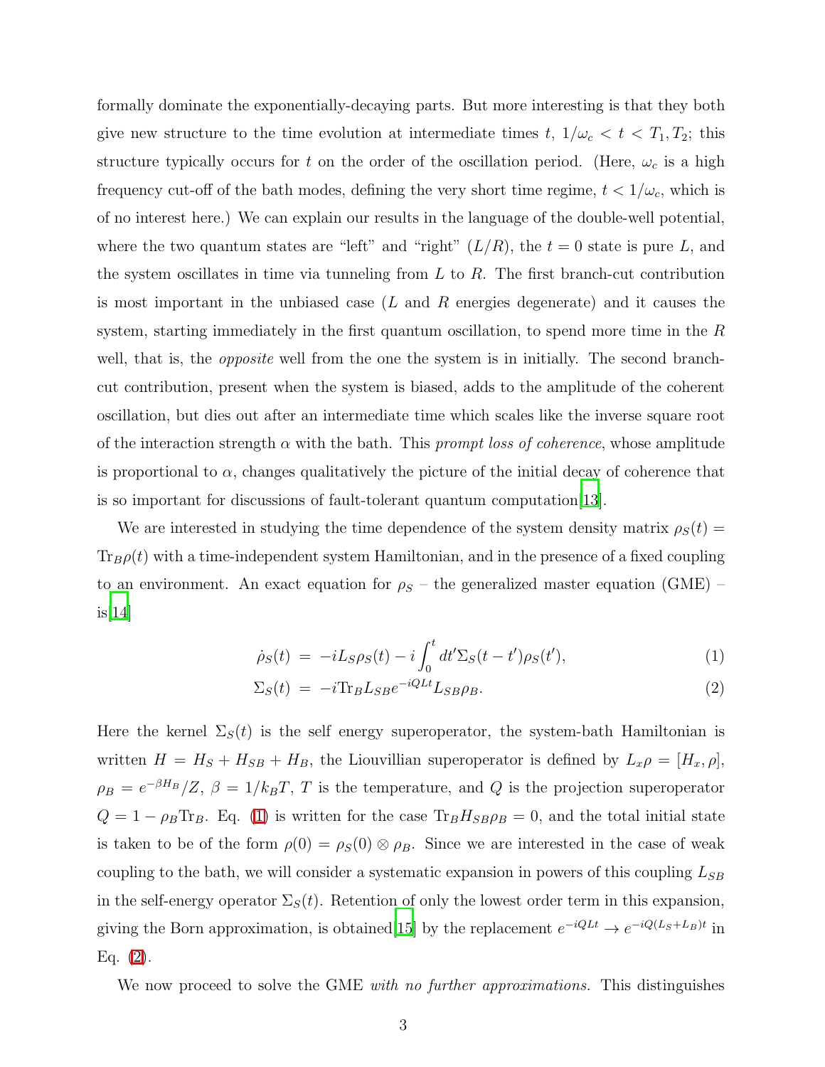formally dominate the exponentially-decaying parts. But more interesting is that they both give new structure to the time evolution at intermediate times $t$, $1/\omega_c < t < T_1, T_2$; this structure typically occurs for $t$ on the order of the oscillation period. (Here, $\omega_c$ is a high frequency cut-off of the bath modes, defining the very short time regime, $t < 1/\omega_c$, which is of no interest here.) We can explain our results in the language of the double-well potential, where the two quantum states are "left" and "right" ($L/R$), the $t = 0$ state is pure $L$, and the system oscillates in time via tunneling from $L$ to $R$. The first branch-cut contribution is most important in the unbiased case ($L$ and $R$ energies degenerate) and it causes the system, starting immediately in the first quantum oscillation, to spend more time in the $R$ well, that is, the *opposite* well from the one the system is in initially. The second branch-cut contribution, present when the system is biased, adds to the amplitude of the coherent oscillation, but dies out after an intermediate time which scales like the inverse square root of the interaction strength $\alpha$ with the bath. This *prompt loss of coherence*, whose amplitude is proportional to $\alpha$, changes qualitatively the picture of the initial decay of coherence that is so important for discussions of fault-tolerant quantum computation[13].

We are interested in studying the time dependence of the system density matrix $\rho_S(t) = \mathrm{Tr}_B \rho(t)$ with a time-independent system Hamiltonian, and in the presence of a fixed coupling to an environment. An exact equation for $\rho_S$ – the generalized master equation (GME) – is[14]

$$\dot{\rho}_S(t) \;=\; -iL_S\rho_S(t) - i\int_0^t dt' \Sigma_S(t-t')\rho_S(t'), \tag{1}$$

$$\Sigma_S(t) \;=\; -i\mathrm{Tr}_B L_{SB} e^{-iQLt} L_{SB}\rho_B. \tag{2}$$

Here the kernel $\Sigma_S(t)$ is the self energy superoperator, the system-bath Hamiltonian is written $H = H_S + H_{SB} + H_B$, the Liouvillian superoperator is defined by $L_x\rho = [H_x, \rho]$, $\rho_B = e^{-\beta H_B}/Z$, $\beta = 1/k_BT$, $T$ is the temperature, and $Q$ is the projection superoperator $Q = 1 - \rho_B \mathrm{Tr}_B$. Eq. (1) is written for the case $\mathrm{Tr}_B H_{SB}\rho_B = 0$, and the total initial state is taken to be of the form $\rho(0) = \rho_S(0) \otimes \rho_B$. Since we are interested in the case of weak coupling to the bath, we will consider a systematic expansion in powers of this coupling $L_{SB}$ in the self-energy operator $\Sigma_S(t)$. Retention of only the lowest order term in this expansion, giving the Born approximation, is obtained[15] by the replacement $e^{-iQLt} \to e^{-iQ(L_S+L_B)t}$ in Eq. (2).

We now proceed to solve the GME *with no further approximations.* This distinguishes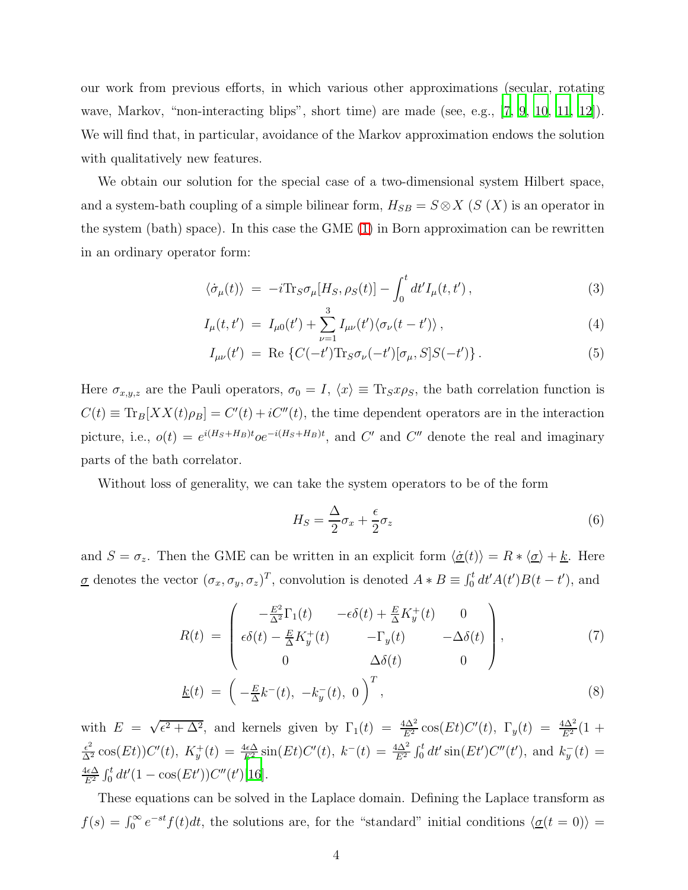our work from previous efforts, in which various other approximations (secular, rotating wave, Markov, "non-interacting blips", short time) are made (see, e.g., [7, 9, 10, 11, 12]). We will find that, in particular, avoidance of the Markov approximation endows the solution with qualitatively new features.

We obtain our solution for the special case of a two-dimensional system Hilbert space, and a system-bath coupling of a simple bilinear form, $H_{SB} = S \otimes X$ ($S$ ($X$) is an operator in the system (bath) space). In this case the GME (1) in Born approximation can be rewritten in an ordinary operator form:

$$\langle \dot{\sigma}_\mu(t) \rangle = -i \mathrm{Tr}_S \sigma_\mu [H_S, \rho_S(t)] - \int_0^t dt' I_\mu(t,t') \,, \tag{3}$$

$$I_\mu(t,t') = I_{\mu 0}(t') + \sum_{\nu=1}^{3} I_{\mu\nu}(t') \langle \sigma_\nu(t-t') \rangle \,, \tag{4}$$

$$I_{\mu\nu}(t') = \mathrm{Re} \left\{ C(-t') \mathrm{Tr}_S \sigma_\nu(-t') [\sigma_\mu, S] S(-t') \right\} . \tag{5}$$

Here $\sigma_{x,y,z}$ are the Pauli operators, $\sigma_0 = I$, $\langle x \rangle \equiv \mathrm{Tr}_S x \rho_S$, the bath correlation function is $C(t) \equiv \mathrm{Tr}_B[XX(t)\rho_B] = C'(t) + iC''(t)$, the time dependent operators are in the interaction picture, i.e., $o(t) = e^{i(H_S+H_B)t} o e^{-i(H_S+H_B)t}$, and $C'$ and $C''$ denote the real and imaginary parts of the bath correlator.

Without loss of generality, we can take the system operators to be of the form

$$H_S = \frac{\Delta}{2}\sigma_x + \frac{\epsilon}{2}\sigma_z \tag{6}$$

and $S = \sigma_z$. Then the GME can be written in an explicit form $\langle \underline{\dot{\sigma}}(t) \rangle = R * \langle \underline{\sigma} \rangle + \underline{k}$. Here $\underline{\sigma}$ denotes the vector $(\sigma_x, \sigma_y, \sigma_z)^T$, convolution is denoted $A * B \equiv \int_0^t dt' A(t') B(t-t')$, and

$$R(t) = \begin{pmatrix} -\frac{E^2}{\Delta^2}\Gamma_1(t) & -\epsilon\delta(t) + \frac{E}{\Delta}K_y^+(t) & 0 \\ \epsilon\delta(t) - \frac{E}{\Delta}K_y^+(t) & -\Gamma_y(t) & -\Delta\delta(t) \\ 0 & \Delta\delta(t) & 0 \end{pmatrix}, \tag{7}$$

$$\underline{k}(t) = \begin{pmatrix} -\frac{E}{\Delta}k^-(t), & -k_y^-(t), & 0 \end{pmatrix}^T, \tag{8}$$

with $E = \sqrt{\epsilon^2 + \Delta^2}$, and kernels given by $\Gamma_1(t) = \frac{4\Delta^2}{E^2}\cos(Et)C'(t)$, $\Gamma_y(t) = \frac{4\Delta^2}{E^2}(1 + \frac{\epsilon^2}{\Delta^2}\cos(Et))C'(t)$, $K_y^+(t) = \frac{4\epsilon\Delta}{E^2}\sin(Et)C'(t)$, $k^-(t) = \frac{4\Delta^2}{E^2}\int_0^t dt' \sin(Et')C''(t')$, and $k_y^-(t) = \frac{4\epsilon\Delta}{E^2}\int_0^t dt'(1-\cos(Et'))C''(t')$[16].

These equations can be solved in the Laplace domain. Defining the Laplace transform as $f(s) = \int_0^\infty e^{-st} f(t) dt$, the solutions are, for the "standard" initial conditions $\langle \underline{\sigma}(t=0) \rangle =$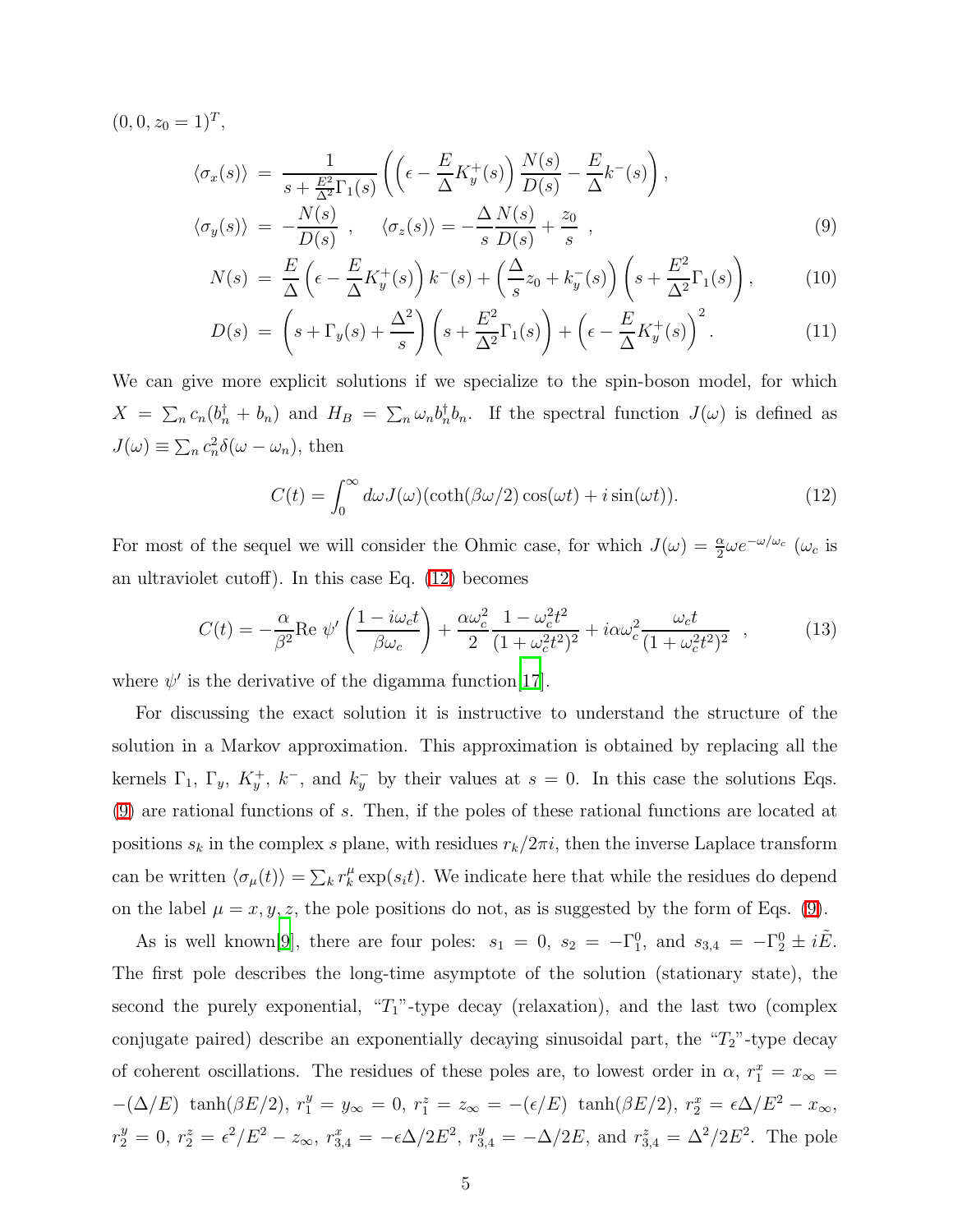$(0, 0, z_0 = 1)^T$,

$$\langle \sigma_x(s) \rangle = \frac{1}{s + \frac{E^2}{\Delta^2}\Gamma_1(s)} \left( \left( \epsilon - \frac{E}{\Delta} K_y^+(s) \right) \frac{N(s)}{D(s)} - \frac{E}{\Delta} k^-(s) \right),$$

$$\langle \sigma_y(s) \rangle = -\frac{N(s)}{D(s)} , \quad \langle \sigma_z(s) \rangle = -\frac{\Delta}{s} \frac{N(s)}{D(s)} + \frac{z_0}{s} , \tag{9}$$

$$N(s) = \frac{E}{\Delta} \left( \epsilon - \frac{E}{\Delta} K_y^+(s) \right) k^-(s) + \left( \frac{\Delta}{s} z_0 + k_y^-(s) \right) \left( s + \frac{E^2}{\Delta^2} \Gamma_1(s) \right), \tag{10}$$

$$D(s) = \left( s + \Gamma_y(s) + \frac{\Delta^2}{s} \right) \left( s + \frac{E^2}{\Delta^2} \Gamma_1(s) \right) + \left( \epsilon - \frac{E}{\Delta} K_y^+(s) \right)^2 . \tag{11}$$

We can give more explicit solutions if we specialize to the spin-boson model, for which $X = \sum_n c_n (b_n^\dagger + b_n)$ and $H_B = \sum_n \omega_n b_n^\dagger b_n$. If the spectral function $J(\omega)$ is defined as $J(\omega) \equiv \sum_n c_n^2 \delta(\omega - \omega_n)$, then

$$C(t) = \int_0^\infty d\omega J(\omega) (\coth(\beta\omega/2) \cos(\omega t) + i \sin(\omega t)). \tag{12}$$

For most of the sequel we will consider the Ohmic case, for which $J(\omega) = \frac{\alpha}{2} \omega e^{-\omega/\omega_c}$ ($\omega_c$ is an ultraviolet cutoff). In this case Eq. (12) becomes

$$C(t) = -\frac{\alpha}{\beta^2} \text{Re } \psi' \left( \frac{1 - i\omega_c t}{\beta \omega_c} \right) + \frac{\alpha \omega_c^2}{2} \frac{1 - \omega_c^2 t^2}{(1 + \omega_c^2 t^2)^2} + i \alpha \omega_c^2 \frac{\omega_c t}{(1 + \omega_c^2 t^2)^2} \ , \tag{13}$$

where $\psi'$ is the derivative of the digamma function[17].

For discussing the exact solution it is instructive to understand the structure of the solution in a Markov approximation. This approximation is obtained by replacing all the kernels $\Gamma_1$, $\Gamma_y$, $K_y^+$, $k^-$, and $k_y^-$ by their values at $s = 0$. In this case the solutions Eqs. (9) are rational functions of $s$. Then, if the poles of these rational functions are located at positions $s_k$ in the complex $s$ plane, with residues $r_k/2\pi i$, then the inverse Laplace transform can be written $\langle \sigma_\mu(t) \rangle = \sum_k r_k^\mu \exp(s_i t)$. We indicate here that while the residues do depend on the label $\mu = x, y, z$, the pole positions do not, as is suggested by the form of Eqs. (9).

As is well known[9], there are four poles: $s_1 = 0$, $s_2 = -\Gamma_1^0$, and $s_{3,4} = -\Gamma_2^0 \pm i\tilde{E}$. The first pole describes the long-time asymptote of the solution (stationary state), the second the purely exponential, "$T_1$"-type decay (relaxation), and the last two (complex conjugate paired) describe an exponentially decaying sinusoidal part, the "$T_2$"-type decay of coherent oscillations. The residues of these poles are, to lowest order in $\alpha$, $r_1^x = x_\infty = -(\Delta/E) \ \tanh(\beta E/2)$, $r_1^y = y_\infty = 0$, $r_1^z = z_\infty = -(\epsilon/E) \ \tanh(\beta E/2)$, $r_2^x = \epsilon\Delta/E^2 - x_\infty$, $r_2^y = 0$, $r_2^z = \epsilon^2/E^2 - z_\infty$, $r_{3,4}^x = -\epsilon\Delta/2E^2$, $r_{3,4}^y = -\Delta/2E$, and $r_{3,4}^z = \Delta^2/2E^2$. The pole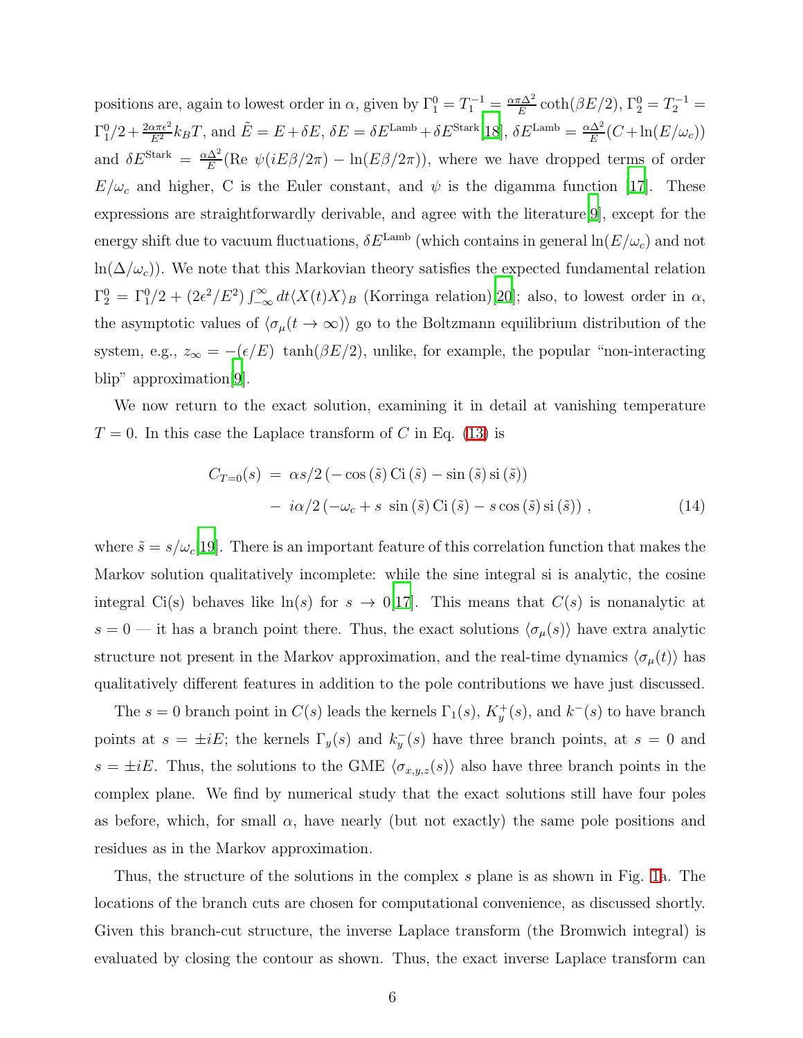positions are, again to lowest order in $\alpha$, given by $\Gamma_1^0 = T_1^{-1} = \frac{\alpha\pi\Delta^2}{E}\coth(\beta E/2)$, $\Gamma_2^0 = T_2^{-1} = \Gamma_1^0/2 + \frac{2\alpha\pi\epsilon^2}{E^2}k_BT$, and $\tilde{E} = E + \delta E$, $\delta E = \delta E^{\rm Lamb} + \delta E^{\rm Stark}$[18], $\delta E^{\rm Lamb} = \frac{\alpha\Delta^2}{E}(C + \ln(E/\omega_c))$ and $\delta E^{\rm Stark} = \frac{\alpha\Delta^2}{E}({\rm Re}\ \psi(iE\beta/2\pi) - \ln(E\beta/2\pi))$, where we have dropped terms of order $E/\omega_c$ and higher, C is the Euler constant, and $\psi$ is the digamma function [17]. These expressions are straightforwardly derivable, and agree with the literature[9], except for the energy shift due to vacuum fluctuations, $\delta E^{\rm Lamb}$ (which contains in general $\ln(E/\omega_c)$ and not $\ln(\Delta/\omega_c)$). We note that this Markovian theory satisfies the expected fundamental relation $\Gamma_2^0 = \Gamma_1^0/2 + (2\epsilon^2/E^2)\int_{-\infty}^{\infty}dt\langle X(t)X\rangle_B$ (Korringa relation)[20]; also, to lowest order in $\alpha$, the asymptotic values of $\langle\sigma_\mu(t\to\infty)\rangle$ go to the Boltzmann equilibrium distribution of the system, e.g., $z_\infty = -(\epsilon/E)\ \tanh(\beta E/2)$, unlike, for example, the popular "non-interacting blip" approximation[9].

We now return to the exact solution, examining it in detail at vanishing temperature $T = 0$. In this case the Laplace transform of $C$ in Eq. (13) is

$$
\begin{aligned}
C_{T=0}(s) &= \alpha s/2\left(-\cos(\tilde{s})\,{\rm Ci}(\tilde{s}) - \sin(\tilde{s})\,{\rm si}(\tilde{s})\right) \\
&- \ i\alpha/2\left(-\omega_c + s\ \sin(\tilde{s})\,{\rm Ci}(\tilde{s}) - s\cos(\tilde{s})\,{\rm si}(\tilde{s})\right), \qquad (14)
\end{aligned}
$$

where $\tilde{s} = s/\omega_c$[19]. There is an important feature of this correlation function that makes the Markov solution qualitatively incomplete: while the sine integral si is analytic, the cosine integral Ci(s) behaves like $\ln(s)$ for $s\to 0$[17]. This means that $C(s)$ is nonanalytic at $s = 0$ — it has a branch point there. Thus, the exact solutions $\langle\sigma_\mu(s)\rangle$ have extra analytic structure not present in the Markov approximation, and the real-time dynamics $\langle\sigma_\mu(t)\rangle$ has qualitatively different features in addition to the pole contributions we have just discussed.

The $s = 0$ branch point in $C(s)$ leads the kernels $\Gamma_1(s)$, $K_y^+(s)$, and $k^-(s)$ to have branch points at $s = \pm iE$; the kernels $\Gamma_y(s)$ and $k_y^-(s)$ have three branch points, at $s = 0$ and $s = \pm iE$. Thus, the solutions to the GME $\langle\sigma_{x,y,z}(s)\rangle$ also have three branch points in the complex plane. We find by numerical study that the exact solutions still have four poles as before, which, for small $\alpha$, have nearly (but not exactly) the same pole positions and residues as in the Markov approximation.

Thus, the structure of the solutions in the complex $s$ plane is as shown in Fig. 1a. The locations of the branch cuts are chosen for computational convenience, as discussed shortly. Given this branch-cut structure, the inverse Laplace transform (the Bromwich integral) is evaluated by closing the contour as shown. Thus, the exact inverse Laplace transform can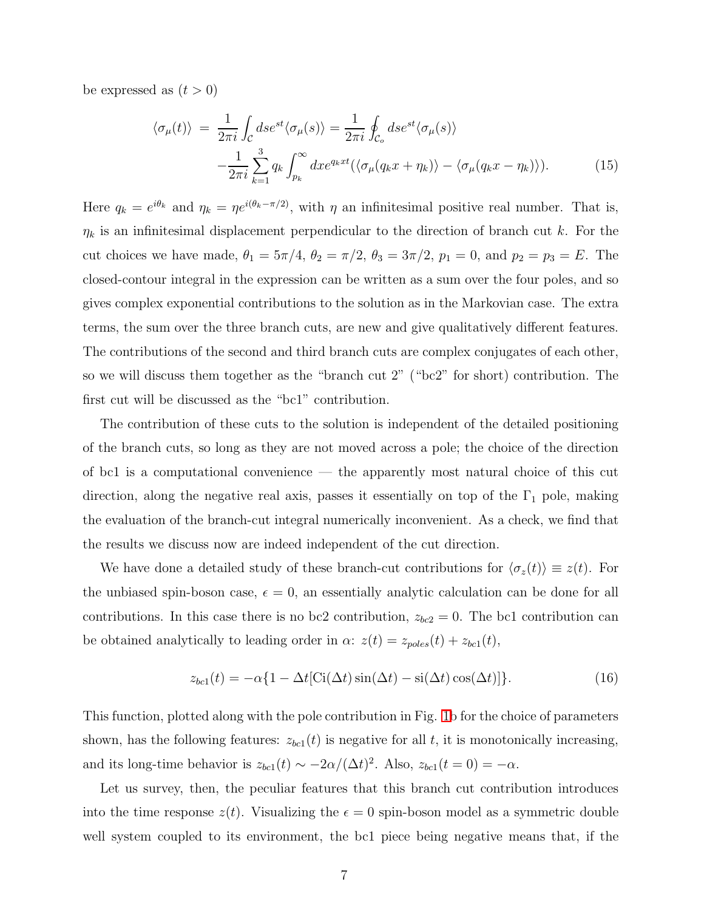be expressed as $(t > 0)$

$$
\begin{aligned}
\langle \sigma_\mu(t) \rangle \;&=\; \frac{1}{2\pi i}\int_{\mathcal{C}} ds e^{st}\langle \sigma_\mu(s)\rangle = \frac{1}{2\pi i}\oint_{\mathcal{C}_o} ds e^{st}\langle \sigma_\mu(s)\rangle \\
&\quad -\frac{1}{2\pi i}\sum_{k=1}^{3} q_k \int_{p_k}^{\infty} dx e^{q_k x t}(\langle \sigma_\mu(q_k x+\eta_k)\rangle - \langle \sigma_\mu(q_k x-\eta_k)\rangle). \qquad (15)
\end{aligned}
$$

Here $q_k = e^{i\theta_k}$ and $\eta_k = \eta e^{i(\theta_k-\pi/2)}$, with $\eta$ an infinitesimal positive real number. That is, $\eta_k$ is an infinitesimal displacement perpendicular to the direction of branch cut $k$. For the cut choices we have made, $\theta_1 = 5\pi/4$, $\theta_2 = \pi/2$, $\theta_3 = 3\pi/2$, $p_1 = 0$, and $p_2 = p_3 = E$. The closed-contour integral in the expression can be written as a sum over the four poles, and so gives complex exponential contributions to the solution as in the Markovian case. The extra terms, the sum over the three branch cuts, are new and give qualitatively different features. The contributions of the second and third branch cuts are complex conjugates of each other, so we will discuss them together as the "branch cut 2" ("bc2" for short) contribution. The first cut will be discussed as the "bc1" contribution.

The contribution of these cuts to the solution is independent of the detailed positioning of the branch cuts, so long as they are not moved across a pole; the choice of the direction of bc1 is a computational convenience — the apparently most natural choice of this cut direction, along the negative real axis, passes it essentially on top of the $\Gamma_1$ pole, making the evaluation of the branch-cut integral numerically inconvenient. As a check, we find that the results we discuss now are indeed independent of the cut direction.

We have done a detailed study of these branch-cut contributions for $\langle \sigma_z(t)\rangle \equiv z(t)$. For the unbiased spin-boson case, $\epsilon = 0$, an essentially analytic calculation can be done for all contributions. In this case there is no bc2 contribution, $z_{bc2} = 0$. The bc1 contribution can be obtained analytically to leading order in $\alpha$: $z(t) = z_{poles}(t) + z_{bc1}(t)$,

$$
z_{bc1}(t) = -\alpha\{1 - \Delta t[\mathrm{Ci}(\Delta t)\sin(\Delta t) - \mathrm{si}(\Delta t)\cos(\Delta t)]\}. \qquad (16)
$$

This function, plotted along with the pole contribution in Fig. 1b for the choice of parameters shown, has the following features: $z_{bc1}(t)$ is negative for all $t$, it is monotonically increasing, and its long-time behavior is $z_{bc1}(t) \sim -2\alpha/(\Delta t)^2$. Also, $z_{bc1}(t=0) = -\alpha$.

Let us survey, then, the peculiar features that this branch cut contribution introduces into the time response $z(t)$. Visualizing the $\epsilon = 0$ spin-boson model as a symmetric double well system coupled to its environment, the bc1 piece being negative means that, if the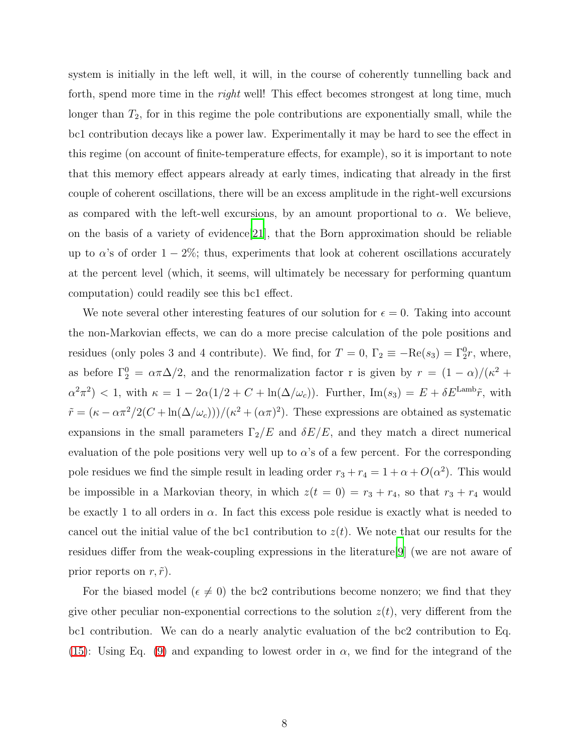system is initially in the left well, it will, in the course of coherently tunnelling back and forth, spend more time in the *right* well! This effect becomes strongest at long time, much longer than $T_2$, for in this regime the pole contributions are exponentially small, while the bc1 contribution decays like a power law. Experimentally it may be hard to see the effect in this regime (on account of finite-temperature effects, for example), so it is important to note that this memory effect appears already at early times, indicating that already in the first couple of coherent oscillations, there will be an excess amplitude in the right-well excursions as compared with the left-well excursions, by an amount proportional to $\alpha$. We believe, on the basis of a variety of evidence[21], that the Born approximation should be reliable up to $\alpha$'s of order $1-2\%$; thus, experiments that look at coherent oscillations accurately at the percent level (which, it seems, will ultimately be necessary for performing quantum computation) could readily see this bc1 effect.

We note several other interesting features of our solution for $\epsilon = 0$. Taking into account the non-Markovian effects, we can do a more precise calculation of the pole positions and residues (only poles 3 and 4 contribute). We find, for $T = 0$, $\Gamma_2 \equiv -\mathrm{Re}(s_3) = \Gamma_2^0 r$, where, as before $\Gamma_2^0 = \alpha\pi\Delta/2$, and the renormalization factor r is given by $r = (1-\alpha)/(\kappa^2 + \alpha^2\pi^2) < 1$, with $\kappa = 1 - 2\alpha(1/2 + C + \ln(\Delta/\omega_c))$. Further, $\mathrm{Im}(s_3) = E + \delta E^{\mathrm{Lamb}}\tilde{r}$, with $\tilde{r} = (\kappa - \alpha\pi^2/2(C + \ln(\Delta/\omega_c)))/(\kappa^2 + (\alpha\pi)^2)$. These expressions are obtained as systematic expansions in the small parameters $\Gamma_2/E$ and $\delta E/E$, and they match a direct numerical evaluation of the pole positions very well up to $\alpha$'s of a few percent. For the corresponding pole residues we find the simple result in leading order $r_3 + r_4 = 1 + \alpha + O(\alpha^2)$. This would be impossible in a Markovian theory, in which $z(t = 0) = r_3 + r_4$, so that $r_3 + r_4$ would be exactly 1 to all orders in $\alpha$. In fact this excess pole residue is exactly what is needed to cancel out the initial value of the bc1 contribution to $z(t)$. We note that our results for the residues differ from the weak-coupling expressions in the literature[9] (we are not aware of prior reports on $r, \tilde{r}$).

For the biased model ($\epsilon \neq 0$) the bc2 contributions become nonzero; we find that they give other peculiar non-exponential corrections to the solution $z(t)$, very different from the bc1 contribution. We can do a nearly analytic evaluation of the bc2 contribution to Eq. (15): Using Eq. (9) and expanding to lowest order in $\alpha$, we find for the integrand of the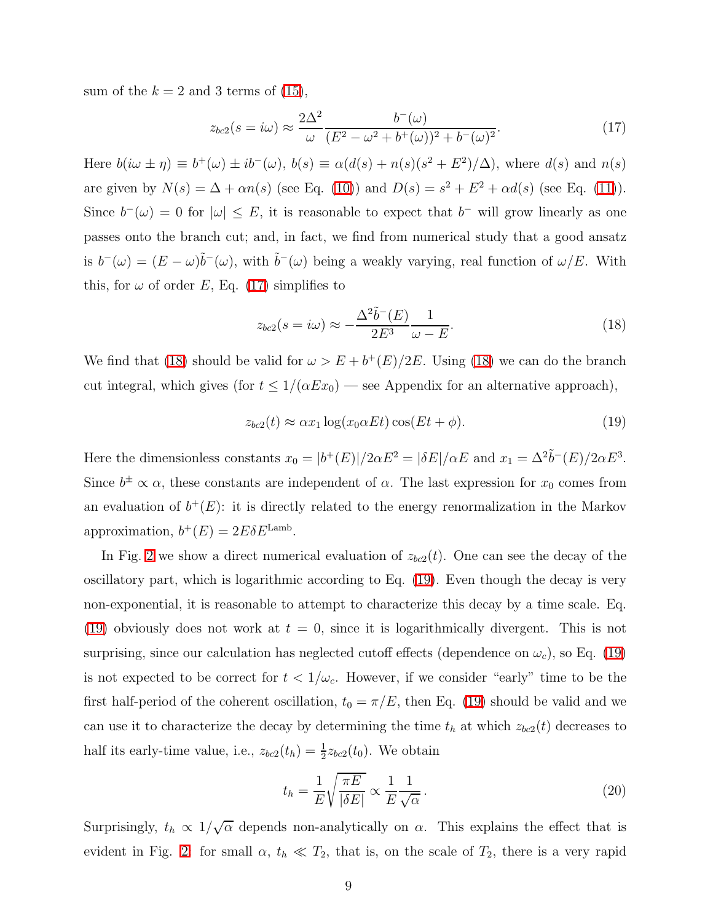sum of the $k = 2$ and 3 terms of (15),

$$z_{bc2}(s = i\omega) \approx \frac{2\Delta^2}{\omega} \frac{b^-(\omega)}{(E^2 - \omega^2 + b^+(\omega))^2 + b^-(\omega)^2}. \tag{17}$$

Here $b(i\omega \pm \eta) \equiv b^+(\omega) \pm i b^-(\omega)$, $b(s) \equiv \alpha(d(s) + n(s)(s^2 + E^2)/\Delta)$, where $d(s)$ and $n(s)$ are given by $N(s) = \Delta + \alpha n(s)$ (see Eq. (10)) and $D(s) = s^2 + E^2 + \alpha d(s)$ (see Eq. (11)). Since $b^-(\omega) = 0$ for $|\omega| \leq E$, it is reasonable to expect that $b^-$ will grow linearly as one passes onto the branch cut; and, in fact, we find from numerical study that a good ansatz is $b^-(\omega) = (E - \omega)\tilde{b}^-(\omega)$, with $\tilde{b}^-(\omega)$ being a weakly varying, real function of $\omega/E$. With this, for $\omega$ of order $E$, Eq. (17) simplifies to

$$z_{bc2}(s = i\omega) \approx -\frac{\Delta^2 \tilde{b}^-(E)}{2E^3} \frac{1}{\omega - E}. \tag{18}$$

We find that (18) should be valid for $\omega > E + b^+(E)/2E$. Using (18) we can do the branch cut integral, which gives (for $t \leq 1/(\alpha E x_0)$ — see Appendix for an alternative approach),

$$z_{bc2}(t) \approx \alpha x_1 \log(x_0 \alpha E t) \cos(Et + \phi). \tag{19}$$

Here the dimensionless constants $x_0 = |b^+(E)|/2\alpha E^2 = |\delta E|/\alpha E$ and $x_1 = \Delta^2 \tilde{b}^-(E)/2\alpha E^3$. Since $b^{\pm} \propto \alpha$, these constants are independent of $\alpha$. The last expression for $x_0$ comes from an evaluation of $b^+(E)$: it is directly related to the energy renormalization in the Markov approximation, $b^+(E) = 2E\delta E^{\text{Lamb}}$.

In Fig. 2 we show a direct numerical evaluation of $z_{bc2}(t)$. One can see the decay of the oscillatory part, which is logarithmic according to Eq. (19). Even though the decay is very non-exponential, it is reasonable to attempt to characterize this decay by a time scale. Eq. (19) obviously does not work at $t = 0$, since it is logarithmically divergent. This is not surprising, since our calculation has neglected cutoff effects (dependence on $\omega_c$), so Eq. (19) is not expected to be correct for $t < 1/\omega_c$. However, if we consider "early" time to be the first half-period of the coherent oscillation, $t_0 = \pi/E$, then Eq. (19) should be valid and we can use it to characterize the decay by determining the time $t_h$ at which $z_{bc2}(t)$ decreases to half its early-time value, i.e., $z_{bc2}(t_h) = \frac{1}{2} z_{bc2}(t_0)$. We obtain

$$t_h = \frac{1}{E}\sqrt{\frac{\pi E}{|\delta E|}} \propto \frac{1}{E}\frac{1}{\sqrt{\alpha}}. \tag{20}$$

Surprisingly, $t_h \propto 1/\sqrt{\alpha}$ depends non-analytically on $\alpha$. This explains the effect that is evident in Fig. 2: for small $\alpha$, $t_h \ll T_2$, that is, on the scale of $T_2$, there is a very rapid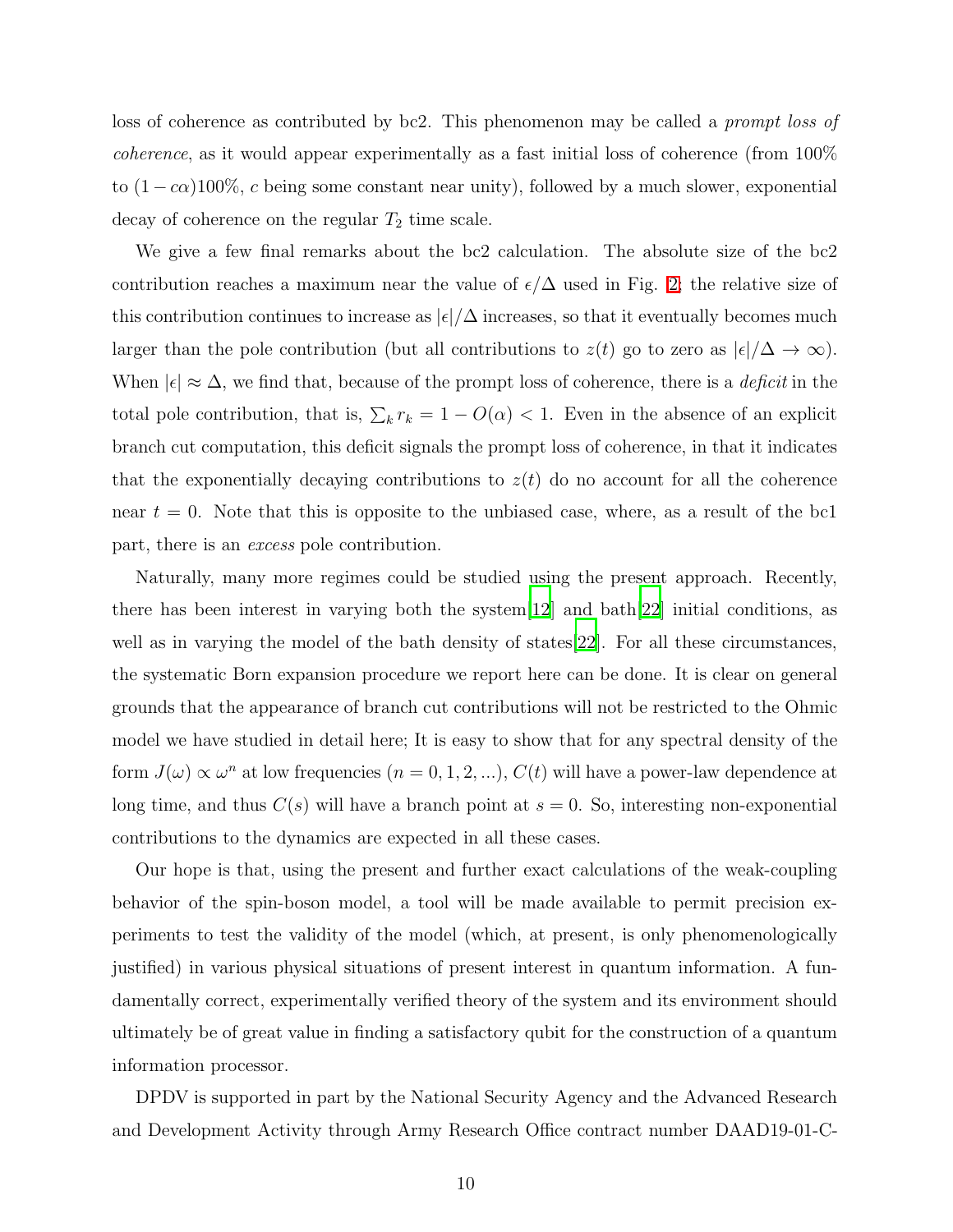loss of coherence as contributed by bc2. This phenomenon may be called a *prompt loss of coherence*, as it would appear experimentally as a fast initial loss of coherence (from 100% to $(1 - c\alpha)100\%$, $c$ being some constant near unity), followed by a much slower, exponential decay of coherence on the regular $T_2$ time scale.

We give a few final remarks about the bc2 calculation. The absolute size of the bc2 contribution reaches a maximum near the value of $\epsilon/\Delta$ used in Fig. 2; the relative size of this contribution continues to increase as $|\epsilon|/\Delta$ increases, so that it eventually becomes much larger than the pole contribution (but all contributions to $z(t)$ go to zero as $|\epsilon|/\Delta \to \infty$). When $|\epsilon| \approx \Delta$, we find that, because of the prompt loss of coherence, there is a *deficit* in the total pole contribution, that is, $\sum_k r_k = 1 - O(\alpha) < 1$. Even in the absence of an explicit branch cut computation, this deficit signals the prompt loss of coherence, in that it indicates that the exponentially decaying contributions to $z(t)$ do no account for all the coherence near $t = 0$. Note that this is opposite to the unbiased case, where, as a result of the bc1 part, there is an *excess* pole contribution.

Naturally, many more regimes could be studied using the present approach. Recently, there has been interest in varying both the system[12] and bath[22] initial conditions, as well as in varying the model of the bath density of states[22]. For all these circumstances, the systematic Born expansion procedure we report here can be done. It is clear on general grounds that the appearance of branch cut contributions will not be restricted to the Ohmic model we have studied in detail here; It is easy to show that for any spectral density of the form $J(\omega) \propto \omega^n$ at low frequencies $(n = 0, 1, 2, ...)$, $C(t)$ will have a power-law dependence at long time, and thus $C(s)$ will have a branch point at $s = 0$. So, interesting non-exponential contributions to the dynamics are expected in all these cases.

Our hope is that, using the present and further exact calculations of the weak-coupling behavior of the spin-boson model, a tool will be made available to permit precision experiments to test the validity of the model (which, at present, is only phenomenologically justified) in various physical situations of present interest in quantum information. A fundamentally correct, experimentally verified theory of the system and its environment should ultimately be of great value in finding a satisfactory qubit for the construction of a quantum information processor.

DPDV is supported in part by the National Security Agency and the Advanced Research and Development Activity through Army Research Office contract number DAAD19-01-C-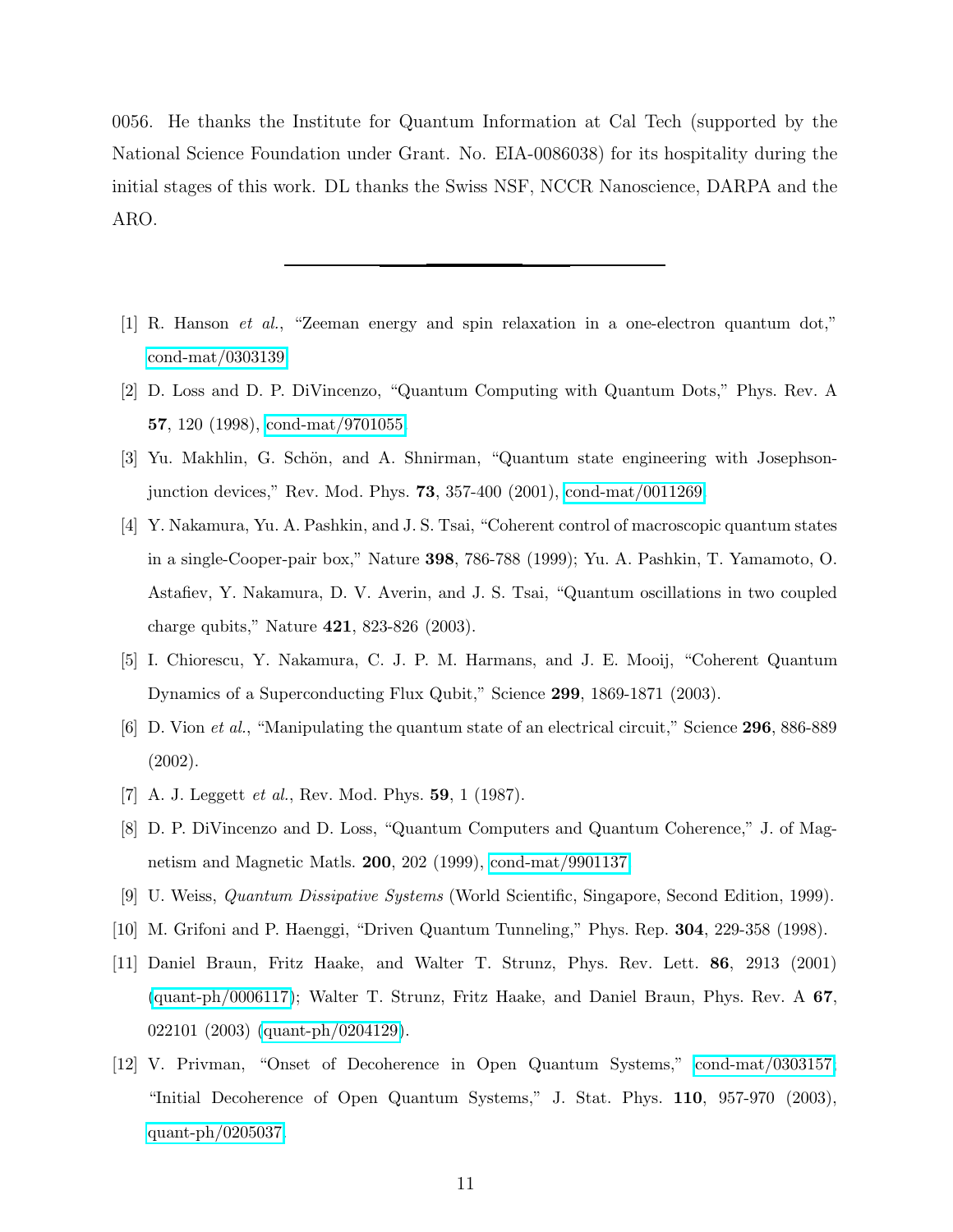0056. He thanks the Institute for Quantum Information at Cal Tech (supported by the National Science Foundation under Grant. No. EIA-0086038) for its hospitality during the initial stages of this work. DL thanks the Swiss NSF, NCCR Nanoscience, DARPA and the ARO.

---

[1] R. Hanson *et al.*, "Zeeman energy and spin relaxation in a one-electron quantum dot," cond-mat/0303139

[2] D. Loss and D. P. DiVincenzo, "Quantum Computing with Quantum Dots," Phys. Rev. A **57**, 120 (1998), cond-mat/9701055

[3] Yu. Makhlin, G. Schön, and A. Shnirman, "Quantum state engineering with Josephson-junction devices," Rev. Mod. Phys. **73**, 357-400 (2001), cond-mat/0011269

[4] Y. Nakamura, Yu. A. Pashkin, and J. S. Tsai, "Coherent control of macroscopic quantum states in a single-Cooper-pair box," Nature **398**, 786-788 (1999); Yu. A. Pashkin, T. Yamamoto, O. Astafiev, Y. Nakamura, D. V. Averin, and J. S. Tsai, "Quantum oscillations in two coupled charge qubits," Nature **421**, 823-826 (2003).

[5] I. Chiorescu, Y. Nakamura, C. J. P. M. Harmans, and J. E. Mooij, "Coherent Quantum Dynamics of a Superconducting Flux Qubit," Science **299**, 1869-1871 (2003).

[6] D. Vion *et al.*, "Manipulating the quantum state of an electrical circuit," Science **296**, 886-889 (2002).

[7] A. J. Leggett *et al.*, Rev. Mod. Phys. **59**, 1 (1987).

[8] D. P. DiVincenzo and D. Loss, "Quantum Computers and Quantum Coherence," J. of Magnetism and Magnetic Matls. **200**, 202 (1999), cond-mat/9901137

[9] U. Weiss, *Quantum Dissipative Systems* (World Scientific, Singapore, Second Edition, 1999).

[10] M. Grifoni and P. Haenggi, "Driven Quantum Tunneling," Phys. Rep. **304**, 229-358 (1998).

[11] Daniel Braun, Fritz Haake, and Walter T. Strunz, Phys. Rev. Lett. **86**, 2913 (2001) (quant-ph/0006117); Walter T. Strunz, Fritz Haake, and Daniel Braun, Phys. Rev. A **67**, 022101 (2003) (quant-ph/0204129).

[12] V. Privman, "Onset of Decoherence in Open Quantum Systems," cond-mat/0303157; "Initial Decoherence of Open Quantum Systems," J. Stat. Phys. **110**, 957-970 (2003), quant-ph/0205037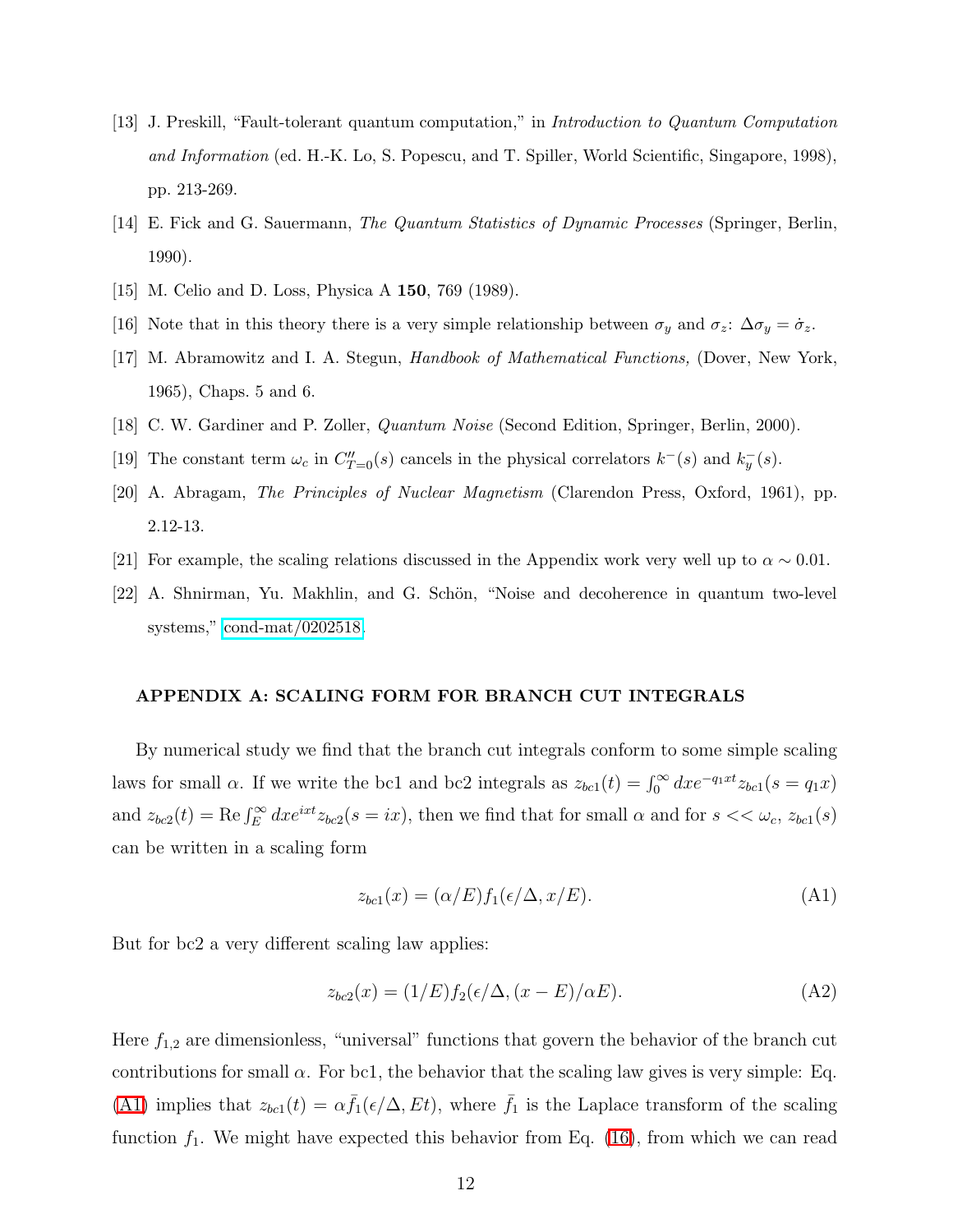[13] J. Preskill, "Fault-tolerant quantum computation," in *Introduction to Quantum Computation and Information* (ed. H.-K. Lo, S. Popescu, and T. Spiller, World Scientific, Singapore, 1998), pp. 213-269.

[14] E. Fick and G. Sauermann, *The Quantum Statistics of Dynamic Processes* (Springer, Berlin, 1990).

[15] M. Celio and D. Loss, Physica A **150**, 769 (1989).

[16] Note that in this theory there is a very simple relationship between $\sigma_y$ and $\sigma_z$: $\Delta\sigma_y = \dot{\sigma}_z$.

[17] M. Abramowitz and I. A. Stegun, *Handbook of Mathematical Functions,* (Dover, New York, 1965), Chaps. 5 and 6.

[18] C. W. Gardiner and P. Zoller, *Quantum Noise* (Second Edition, Springer, Berlin, 2000).

[19] The constant term $\omega_c$ in $C''_{T=0}(s)$ cancels in the physical correlators $k^-(s)$ and $k_y^-(s)$.

[20] A. Abragam, *The Principles of Nuclear Magnetism* (Clarendon Press, Oxford, 1961), pp. 2.12-13.

[21] For example, the scaling relations discussed in the Appendix work very well up to $\alpha \sim 0.01$.

[22] A. Shnirman, Yu. Makhlin, and G. Schön, "Noise and decoherence in quantum two-level systems," cond-mat/0202518.

## APPENDIX A: SCALING FORM FOR BRANCH CUT INTEGRALS

By numerical study we find that the branch cut integrals conform to some simple scaling laws for small $\alpha$. If we write the bc1 and bc2 integrals as $z_{bc1}(t) = \int_0^\infty dx e^{-q_1 xt} z_{bc1}(s = q_1 x)$ and $z_{bc2}(t) = \mathrm{Re} \int_E^\infty dx e^{ixt} z_{bc2}(s = ix)$, then we find that for small $\alpha$ and for $s << \omega_c$, $z_{bc1}(s)$ can be written in a scaling form

$$z_{bc1}(x) = (\alpha/E) f_1(\epsilon/\Delta, x/E). \tag{A1}$$

But for bc2 a very different scaling law applies:

$$z_{bc2}(x) = (1/E) f_2(\epsilon/\Delta, (x-E)/\alpha E). \tag{A2}$$

Here $f_{1,2}$ are dimensionless, "universal" functions that govern the behavior of the branch cut contributions for small $\alpha$. For bc1, the behavior that the scaling law gives is very simple: Eq. (A1) implies that $z_{bc1}(t) = \alpha \bar{f}_1(\epsilon/\Delta, Et)$, where $\bar{f}_1$ is the Laplace transform of the scaling function $f_1$. We might have expected this behavior from Eq. (16), from which we can read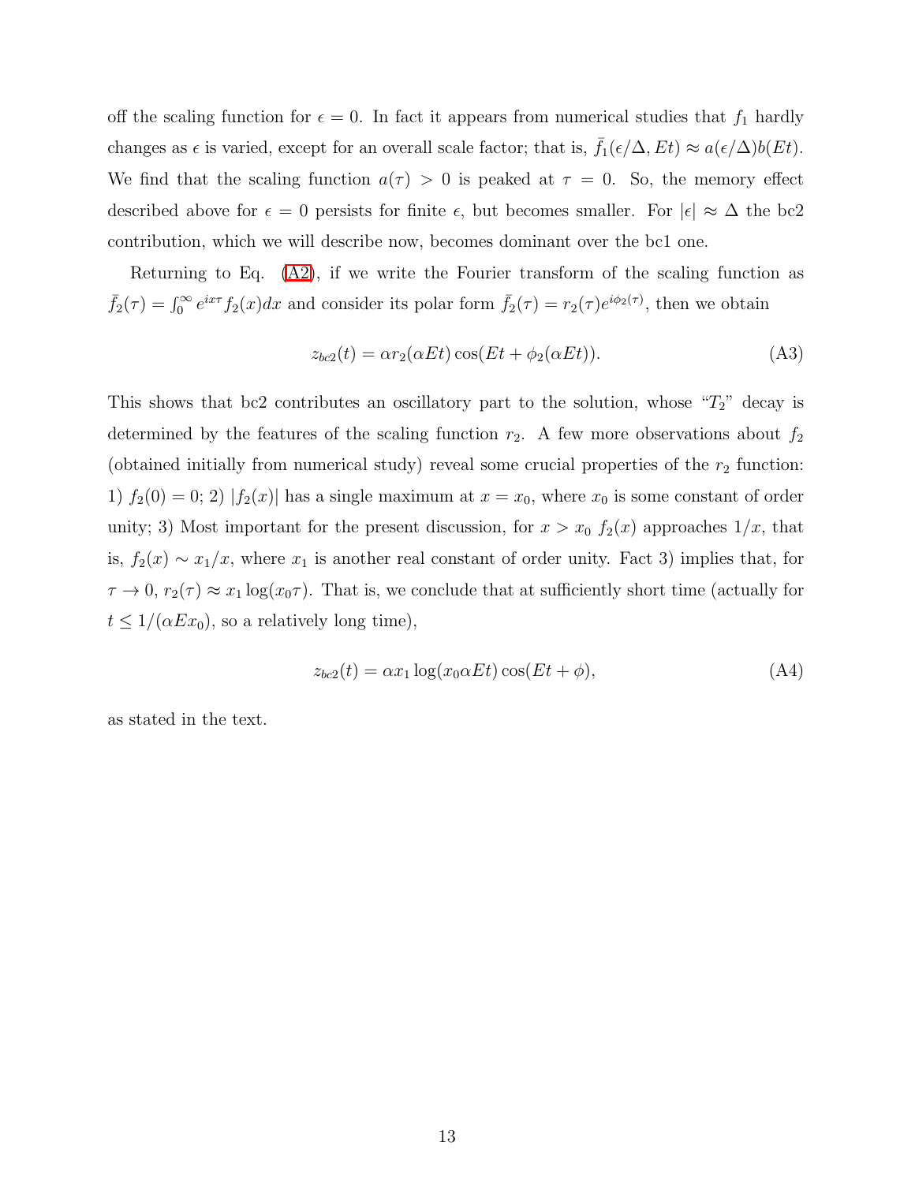off the scaling function for $\epsilon = 0$. In fact it appears from numerical studies that $f_1$ hardly changes as $\epsilon$ is varied, except for an overall scale factor; that is, $\bar{f}_1(\epsilon/\Delta, Et) \approx a(\epsilon/\Delta)b(Et)$. We find that the scaling function $a(\tau) > 0$ is peaked at $\tau = 0$. So, the memory effect described above for $\epsilon = 0$ persists for finite $\epsilon$, but becomes smaller. For $|\epsilon| \approx \Delta$ the bc2 contribution, which we will describe now, becomes dominant over the bc1 one.

Returning to Eq. (A2), if we write the Fourier transform of the scaling function as $\bar{f}_2(\tau) = \int_0^\infty e^{ix\tau} f_2(x)dx$ and consider its polar form $\bar{f}_2(\tau) = r_2(\tau)e^{i\phi_2(\tau)}$, then we obtain

$$z_{bc2}(t) = \alpha r_2(\alpha Et)\cos(Et + \phi_2(\alpha Et)). \tag{A3}$$

This shows that bc2 contributes an oscillatory part to the solution, whose "$T_2$" decay is determined by the features of the scaling function $r_2$. A few more observations about $f_2$ (obtained initially from numerical study) reveal some crucial properties of the $r_2$ function: 1) $f_2(0) = 0$; 2) $|f_2(x)|$ has a single maximum at $x = x_0$, where $x_0$ is some constant of order unity; 3) Most important for the present discussion, for $x > x_0$ $f_2(x)$ approaches $1/x$, that is, $f_2(x) \sim x_1/x$, where $x_1$ is another real constant of order unity. Fact 3) implies that, for $\tau \to 0$, $r_2(\tau) \approx x_1 \log(x_0\tau)$. That is, we conclude that at sufficiently short time (actually for $t \leq 1/(\alpha E x_0)$, so a relatively long time),

$$z_{bc2}(t) = \alpha x_1 \log(x_0 \alpha Et)\cos(Et + \phi), \tag{A4}$$

as stated in the text.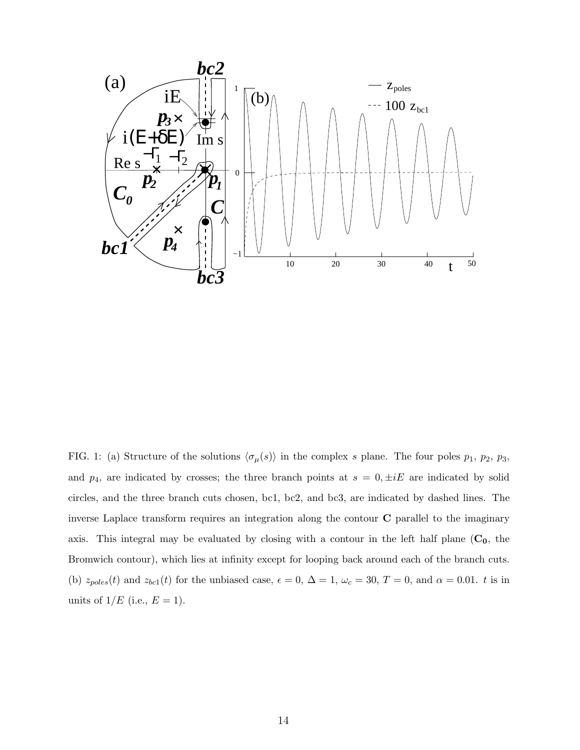FIG. 1: (a) Structure of the solutions $\langle \sigma_\mu(s) \rangle$ in the complex $s$ plane. The four poles $p_1$, $p_2$, $p_3$, and $p_4$, are indicated by crosses; the three branch points at $s = 0, \pm iE$ are indicated by solid circles, and the three branch cuts chosen, bc1, bc2, and bc3, are indicated by dashed lines. The inverse Laplace transform requires an integration along the contour **C** parallel to the imaginary axis. This integral may be evaluated by closing with a contour in the left half plane ($\mathbf{C_0}$, the Bromwich contour), which lies at infinity except for looping back around each of the branch cuts. (b) $z_{poles}(t)$ and $z_{bc1}(t)$ for the unbiased case, $\epsilon = 0$, $\Delta = 1$, $\omega_c = 30$, $T = 0$, and $\alpha = 0.01$. $t$ is in units of $1/E$ (i.e., $E = 1$).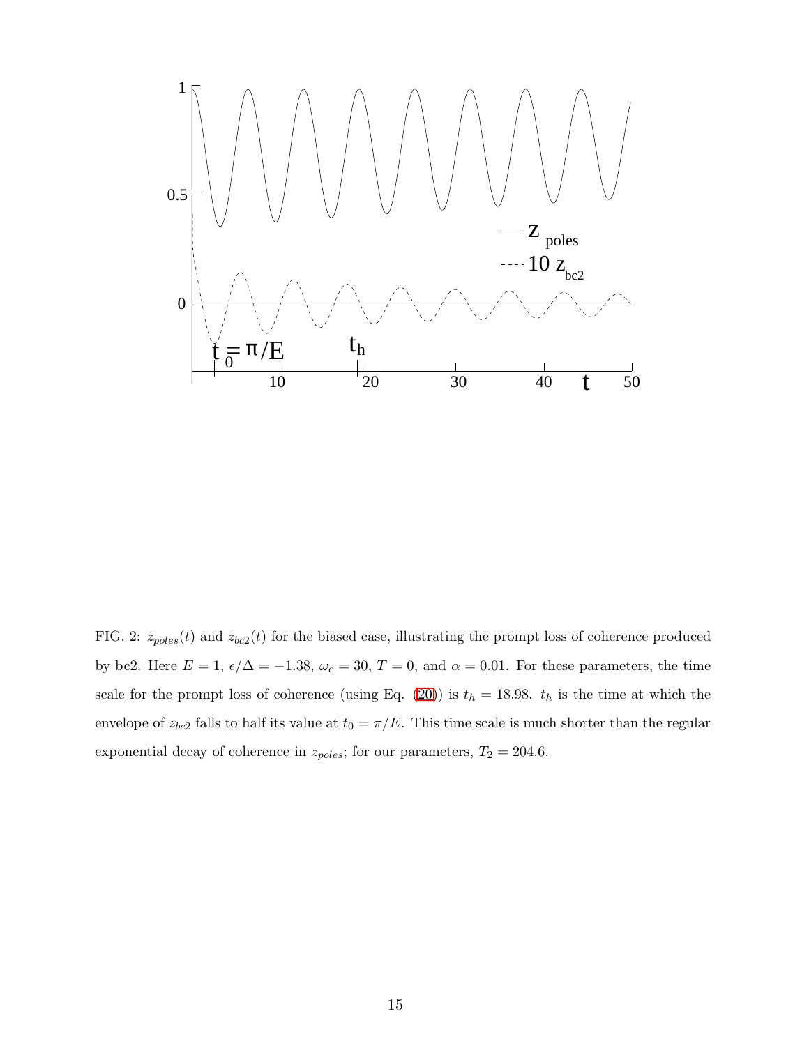1

0.5

0

$z_{poles}$

$10\ z_{bc2}$

$t_0 = \pi/E$

$t_h$

10 20 30 40 50

t

FIG. 2: $z_{poles}(t)$ and $z_{bc2}(t)$ for the biased case, illustrating the prompt loss of coherence produced by bc2. Here $E = 1$, $\epsilon/\Delta = -1.38$, $\omega_c = 30$, $T = 0$, and $\alpha = 0.01$. For these parameters, the time scale for the prompt loss of coherence (using Eq. (20)) is $t_h = 18.98$. $t_h$ is the time at which the envelope of $z_{bc2}$ falls to half its value at $t_0 = \pi/E$. This time scale is much shorter than the regular exponential decay of coherence in $z_{poles}$; for our parameters, $T_2 = 204.6$.